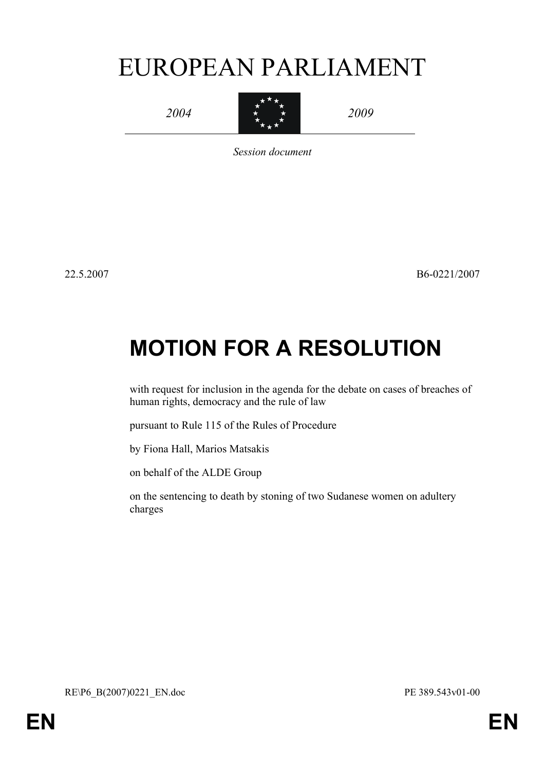# EUROPEAN PARLIAMENT

*2004* *2009*

*Session document*

22.5.2007 B6-0221/2007

# MOTION FOR A RESOLUTION

with request for inclusion in the agenda for the debate on cases of breaches of human rights, democracy and the rule of law

pursuant to Rule 115 of the Rules of Procedure

by Fiona Hall, Marios Matsakis

on behalf of the ALDE Group

on the sentencing to death by stoning of two Sudanese women on adultery charges

RE\P6_B(2007)0221_EN.doc PE 389.543v01-00

EN EN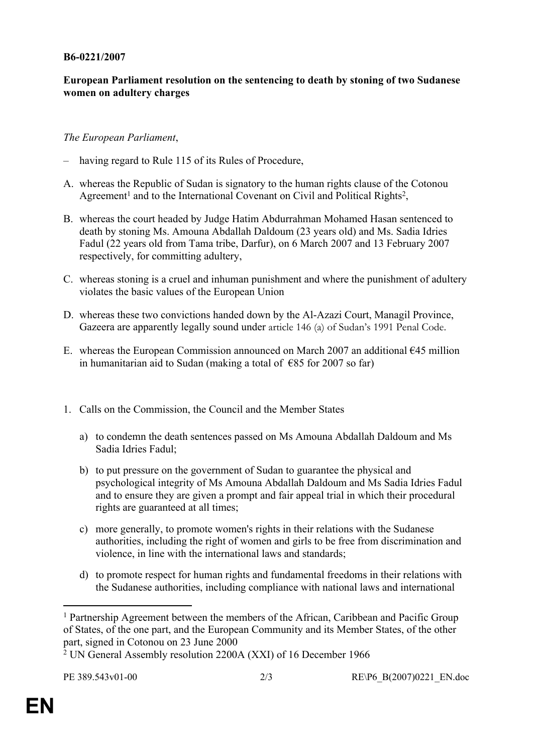**B6-0221/2007**

**European Parliament resolution on the sentencing to death by stoning of two Sudanese women on adultery charges**

*The European Parliament*,

– having regard to Rule 115 of its Rules of Procedure,

A. whereas the Republic of Sudan is signatory to the human rights clause of the Cotonou Agreement[1] and to the International Covenant on Civil and Political Rights[2],

B. whereas the court headed by Judge Hatim Abdurrahman Mohamed Hasan sentenced to death by stoning Ms. Amouna Abdallah Daldoum (23 years old) and Ms. Sadia Idries Fadul (22 years old from Tama tribe, Darfur), on 6 March 2007 and 13 February 2007 respectively, for committing adultery,

C. whereas stoning is a cruel and inhuman punishment and where the punishment of adultery violates the basic values of the European Union

D. whereas these two convictions handed down by the Al-Azazi Court, Managil Province, Gazeera are apparently legally sound under article 146 (a) of Sudan's 1991 Penal Code.

E. whereas the European Commission announced on March 2007 an additional €45 million in humanitarian aid to Sudan (making a total of €85 for 2007 so far)

1. Calls on the Commission, the Council and the Member States

   a) to condemn the death sentences passed on Ms Amouna Abdallah Daldoum and Ms Sadia Idries Fadul;

   b) to put pressure on the government of Sudan to guarantee the physical and psychological integrity of Ms Amouna Abdallah Daldoum and Ms Sadia Idries Fadul and to ensure they are given a prompt and fair appeal trial in which their procedural rights are guaranteed at all times;

   c) more generally, to promote women's rights in their relations with the Sudanese authorities, including the right of women and girls to be free from discrimination and violence, in line with the international laws and standards;

   d) to promote respect for human rights and fundamental freedoms in their relations with the Sudanese authorities, including compliance with national laws and international

---

[1] Partnership Agreement between the members of the African, Caribbean and Pacific Group of States, of the one part, and the European Community and its Member States, of the other part, signed in Cotonou on 23 June 2000

[2] UN General Assembly resolution 2200A (XXI) of 16 December 1966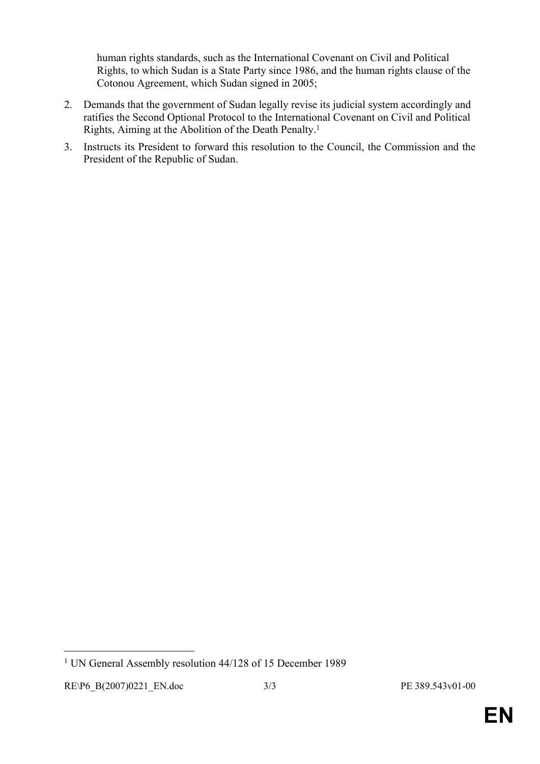human rights standards, such as the International Covenant on Civil and Political Rights, to which Sudan is a State Party since 1986, and the human rights clause of the Cotonou Agreement, which Sudan signed in 2005;

2. Demands that the government of Sudan legally revise its judicial system accordingly and ratifies the Second Optional Protocol to the International Covenant on Civil and Political Rights, Aiming at the Abolition of the Death Penalty.[1]

3. Instructs its President to forward this resolution to the Council, the Commission and the President of the Republic of Sudan.

---

[1] UN General Assembly resolution 44/128 of 15 December 1989